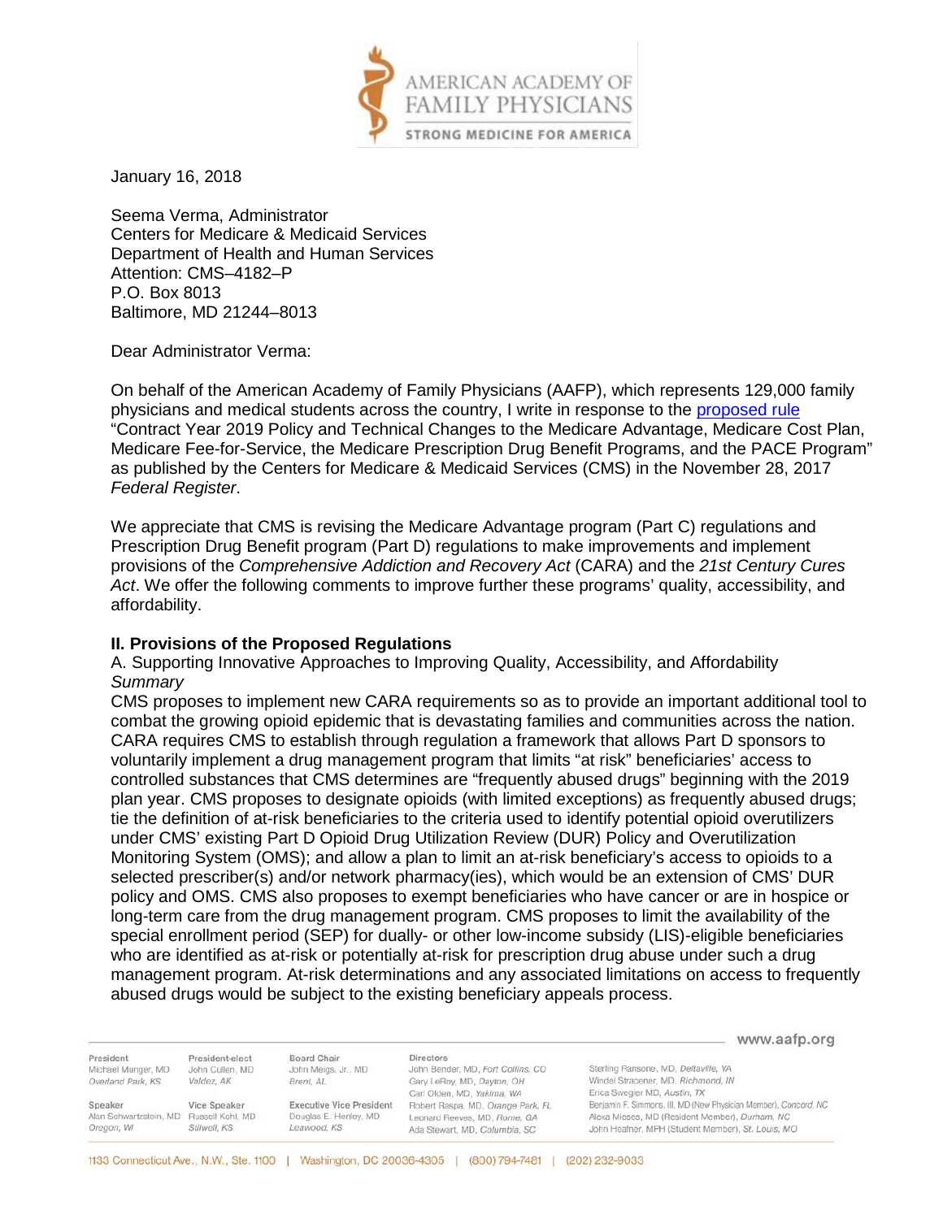January 16, 2018

Seema Verma, Administrator
Centers for Medicare & Medicaid Services
Department of Health and Human Services
Attention: CMS–4182–P
P.O. Box 8013
Baltimore, MD 21244–8013

Dear Administrator Verma:

On behalf of the American Academy of Family Physicians (AAFP), which represents 129,000 family physicians and medical students across the country, I write in response to the proposed rule "Contract Year 2019 Policy and Technical Changes to the Medicare Advantage, Medicare Cost Plan, Medicare Fee-for-Service, the Medicare Prescription Drug Benefit Programs, and the PACE Program" as published by the Centers for Medicare & Medicaid Services (CMS) in the November 28, 2017 *Federal Register*.

We appreciate that CMS is revising the Medicare Advantage program (Part C) regulations and Prescription Drug Benefit program (Part D) regulations to make improvements and implement provisions of the *Comprehensive Addiction and Recovery Act* (CARA) and the *21st Century Cures Act*. We offer the following comments to improve further these programs' quality, accessibility, and affordability.

**II. Provisions of the Proposed Regulations**

A. Supporting Innovative Approaches to Improving Quality, Accessibility, and Affordability

*Summary*

CMS proposes to implement new CARA requirements so as to provide an important additional tool to combat the growing opioid epidemic that is devastating families and communities across the nation. CARA requires CMS to establish through regulation a framework that allows Part D sponsors to voluntarily implement a drug management program that limits "at risk" beneficiaries' access to controlled substances that CMS determines are "frequently abused drugs" beginning with the 2019 plan year. CMS proposes to designate opioids (with limited exceptions) as frequently abused drugs; tie the definition of at-risk beneficiaries to the criteria used to identify potential opioid overutilizers under CMS' existing Part D Opioid Drug Utilization Review (DUR) Policy and Overutilization Monitoring System (OMS); and allow a plan to limit an at-risk beneficiary's access to opioids to a selected prescriber(s) and/or network pharmacy(ies), which would be an extension of CMS' DUR policy and OMS. CMS also proposes to exempt beneficiaries who have cancer or are in hospice or long-term care from the drug management program. CMS proposes to limit the availability of the special enrollment period (SEP) for dually- or other low-income subsidy (LIS)-eligible beneficiaries who are identified as at-risk or potentially at-risk for prescription drug abuse under such a drug management program. At-risk determinations and any associated limitations on access to frequently abused drugs would be subject to the existing beneficiary appeals process.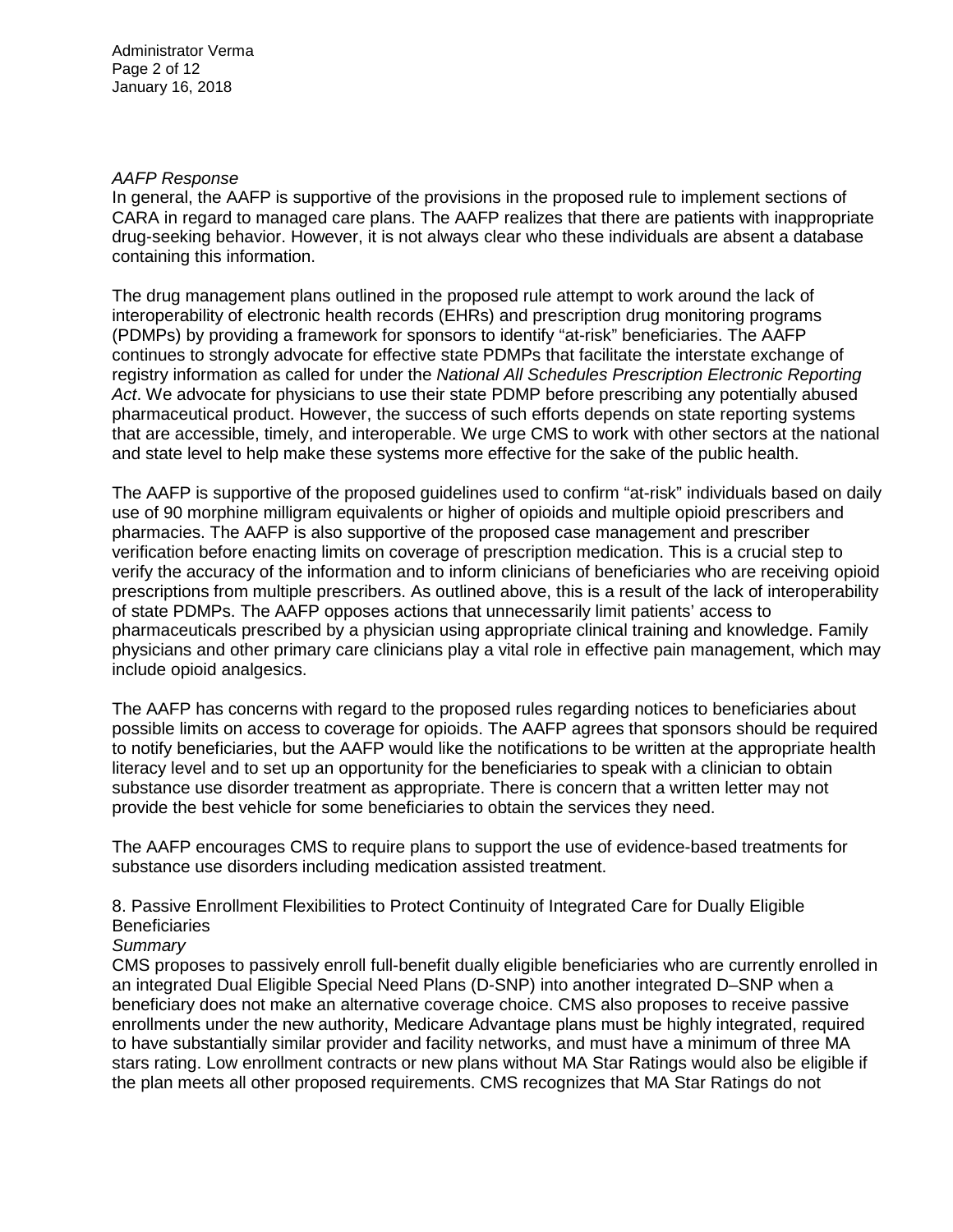*AAFP Response*

In general, the AAFP is supportive of the provisions in the proposed rule to implement sections of CARA in regard to managed care plans. The AAFP realizes that there are patients with inappropriate drug-seeking behavior. However, it is not always clear who these individuals are absent a database containing this information.

The drug management plans outlined in the proposed rule attempt to work around the lack of interoperability of electronic health records (EHRs) and prescription drug monitoring programs (PDMPs) by providing a framework for sponsors to identify "at-risk" beneficiaries. The AAFP continues to strongly advocate for effective state PDMPs that facilitate the interstate exchange of registry information as called for under the *National All Schedules Prescription Electronic Reporting Act*. We advocate for physicians to use their state PDMP before prescribing any potentially abused pharmaceutical product. However, the success of such efforts depends on state reporting systems that are accessible, timely, and interoperable. We urge CMS to work with other sectors at the national and state level to help make these systems more effective for the sake of the public health.

The AAFP is supportive of the proposed guidelines used to confirm "at-risk" individuals based on daily use of 90 morphine milligram equivalents or higher of opioids and multiple opioid prescribers and pharmacies. The AAFP is also supportive of the proposed case management and prescriber verification before enacting limits on coverage of prescription medication. This is a crucial step to verify the accuracy of the information and to inform clinicians of beneficiaries who are receiving opioid prescriptions from multiple prescribers. As outlined above, this is a result of the lack of interoperability of state PDMPs. The AAFP opposes actions that unnecessarily limit patients' access to pharmaceuticals prescribed by a physician using appropriate clinical training and knowledge. Family physicians and other primary care clinicians play a vital role in effective pain management, which may include opioid analgesics.

The AAFP has concerns with regard to the proposed rules regarding notices to beneficiaries about possible limits on access to coverage for opioids. The AAFP agrees that sponsors should be required to notify beneficiaries, but the AAFP would like the notifications to be written at the appropriate health literacy level and to set up an opportunity for the beneficiaries to speak with a clinician to obtain substance use disorder treatment as appropriate. There is concern that a written letter may not provide the best vehicle for some beneficiaries to obtain the services they need.

The AAFP encourages CMS to require plans to support the use of evidence-based treatments for substance use disorders including medication assisted treatment.

8. Passive Enrollment Flexibilities to Protect Continuity of Integrated Care for Dually Eligible Beneficiaries

*Summary*

CMS proposes to passively enroll full-benefit dually eligible beneficiaries who are currently enrolled in an integrated Dual Eligible Special Need Plans (D-SNP) into another integrated D–SNP when a beneficiary does not make an alternative coverage choice. CMS also proposes to receive passive enrollments under the new authority, Medicare Advantage plans must be highly integrated, required to have substantially similar provider and facility networks, and must have a minimum of three MA stars rating. Low enrollment contracts or new plans without MA Star Ratings would also be eligible if the plan meets all other proposed requirements. CMS recognizes that MA Star Ratings do not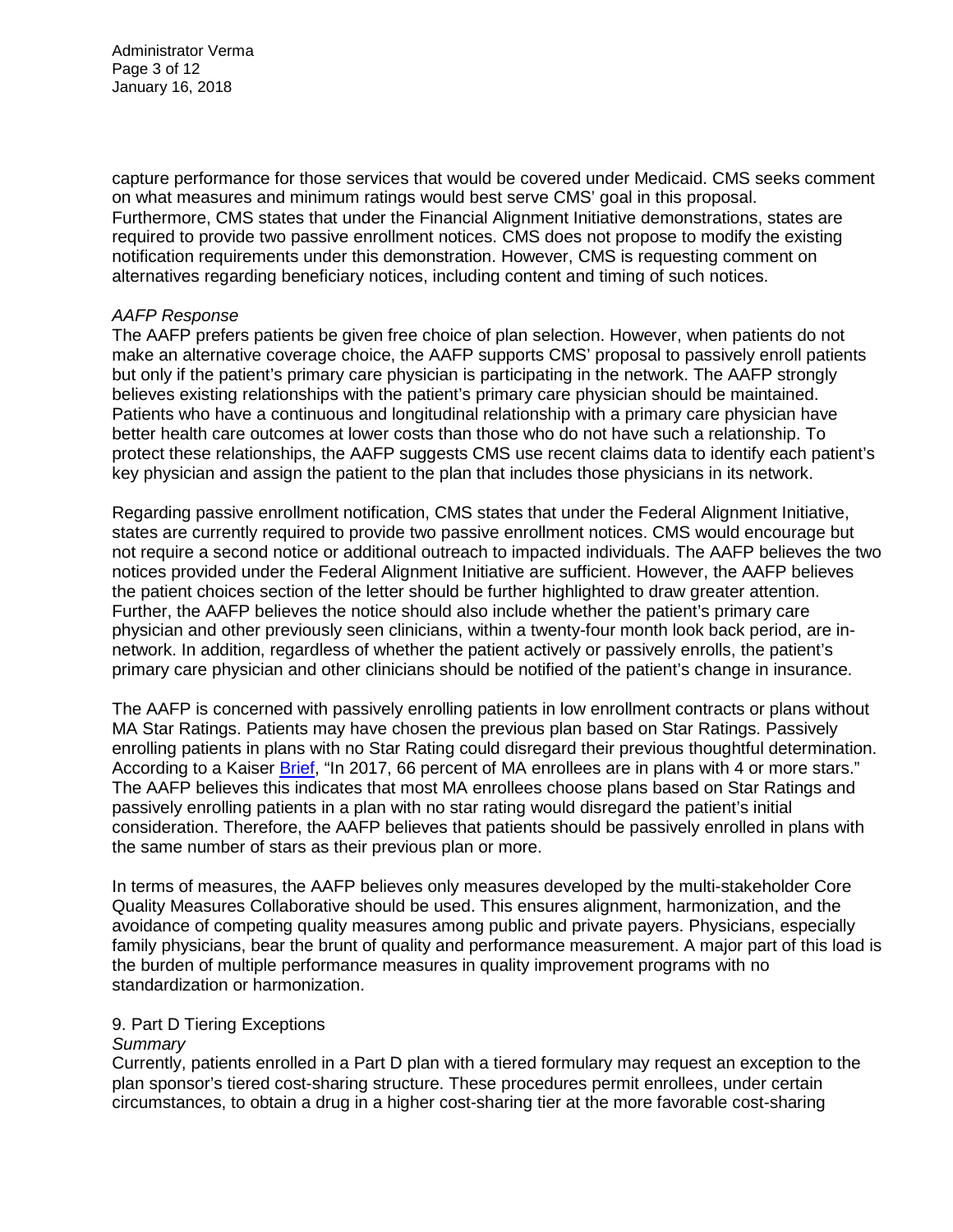capture performance for those services that would be covered under Medicaid. CMS seeks comment on what measures and minimum ratings would best serve CMS' goal in this proposal. Furthermore, CMS states that under the Financial Alignment Initiative demonstrations, states are required to provide two passive enrollment notices. CMS does not propose to modify the existing notification requirements under this demonstration. However, CMS is requesting comment on alternatives regarding beneficiary notices, including content and timing of such notices.

*AAFP Response*

The AAFP prefers patients be given free choice of plan selection. However, when patients do not make an alternative coverage choice, the AAFP supports CMS' proposal to passively enroll patients but only if the patient's primary care physician is participating in the network. The AAFP strongly believes existing relationships with the patient's primary care physician should be maintained. Patients who have a continuous and longitudinal relationship with a primary care physician have better health care outcomes at lower costs than those who do not have such a relationship. To protect these relationships, the AAFP suggests CMS use recent claims data to identify each patient's key physician and assign the patient to the plan that includes those physicians in its network.

Regarding passive enrollment notification, CMS states that under the Federal Alignment Initiative, states are currently required to provide two passive enrollment notices. CMS would encourage but not require a second notice or additional outreach to impacted individuals. The AAFP believes the two notices provided under the Federal Alignment Initiative are sufficient. However, the AAFP believes the patient choices section of the letter should be further highlighted to draw greater attention. Further, the AAFP believes the notice should also include whether the patient's primary care physician and other previously seen clinicians, within a twenty-four month look back period, are in-network. In addition, regardless of whether the patient actively or passively enrolls, the patient's primary care physician and other clinicians should be notified of the patient's change in insurance.

The AAFP is concerned with passively enrolling patients in low enrollment contracts or plans without MA Star Ratings. Patients may have chosen the previous plan based on Star Ratings. Passively enrolling patients in plans with no Star Rating could disregard their previous thoughtful determination. According to a Kaiser Brief, "In 2017, 66 percent of MA enrollees are in plans with 4 or more stars." The AAFP believes this indicates that most MA enrollees choose plans based on Star Ratings and passively enrolling patients in a plan with no star rating would disregard the patient's initial consideration. Therefore, the AAFP believes that patients should be passively enrolled in plans with the same number of stars as their previous plan or more.

In terms of measures, the AAFP believes only measures developed by the multi-stakeholder Core Quality Measures Collaborative should be used. This ensures alignment, harmonization, and the avoidance of competing quality measures among public and private payers. Physicians, especially family physicians, bear the brunt of quality and performance measurement. A major part of this load is the burden of multiple performance measures in quality improvement programs with no standardization or harmonization.

9. Part D Tiering Exceptions

*Summary*

Currently, patients enrolled in a Part D plan with a tiered formulary may request an exception to the plan sponsor's tiered cost-sharing structure. These procedures permit enrollees, under certain circumstances, to obtain a drug in a higher cost-sharing tier at the more favorable cost-sharing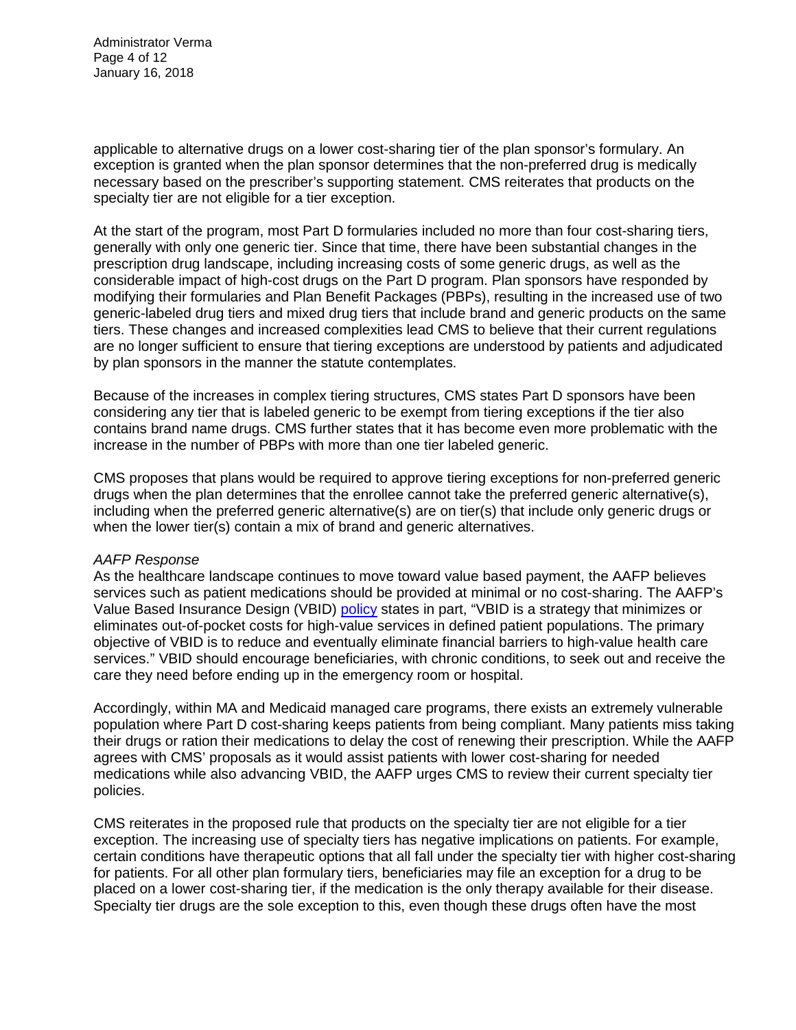applicable to alternative drugs on a lower cost-sharing tier of the plan sponsor's formulary. An exception is granted when the plan sponsor determines that the non-preferred drug is medically necessary based on the prescriber's supporting statement. CMS reiterates that products on the specialty tier are not eligible for a tier exception.

At the start of the program, most Part D formularies included no more than four cost-sharing tiers, generally with only one generic tier. Since that time, there have been substantial changes in the prescription drug landscape, including increasing costs of some generic drugs, as well as the considerable impact of high-cost drugs on the Part D program. Plan sponsors have responded by modifying their formularies and Plan Benefit Packages (PBPs), resulting in the increased use of two generic-labeled drug tiers and mixed drug tiers that include brand and generic products on the same tiers. These changes and increased complexities lead CMS to believe that their current regulations are no longer sufficient to ensure that tiering exceptions are understood by patients and adjudicated by plan sponsors in the manner the statute contemplates.

Because of the increases in complex tiering structures, CMS states Part D sponsors have been considering any tier that is labeled generic to be exempt from tiering exceptions if the tier also contains brand name drugs. CMS further states that it has become even more problematic with the increase in the number of PBPs with more than one tier labeled generic.

CMS proposes that plans would be required to approve tiering exceptions for non-preferred generic drugs when the plan determines that the enrollee cannot take the preferred generic alternative(s), including when the preferred generic alternative(s) are on tier(s) that include only generic drugs or when the lower tier(s) contain a mix of brand and generic alternatives.

*AAFP Response*

As the healthcare landscape continues to move toward value based payment, the AAFP believes services such as patient medications should be provided at minimal or no cost-sharing. The AAFP's Value Based Insurance Design (VBID) policy states in part, "VBID is a strategy that minimizes or eliminates out-of-pocket costs for high-value services in defined patient populations. The primary objective of VBID is to reduce and eventually eliminate financial barriers to high-value health care services." VBID should encourage beneficiaries, with chronic conditions, to seek out and receive the care they need before ending up in the emergency room or hospital.

Accordingly, within MA and Medicaid managed care programs, there exists an extremely vulnerable population where Part D cost-sharing keeps patients from being compliant. Many patients miss taking their drugs or ration their medications to delay the cost of renewing their prescription. While the AAFP agrees with CMS' proposals as it would assist patients with lower cost-sharing for needed medications while also advancing VBID, the AAFP urges CMS to review their current specialty tier policies.

CMS reiterates in the proposed rule that products on the specialty tier are not eligible for a tier exception. The increasing use of specialty tiers has negative implications on patients. For example, certain conditions have therapeutic options that all fall under the specialty tier with higher cost-sharing for patients. For all other plan formulary tiers, beneficiaries may file an exception for a drug to be placed on a lower cost-sharing tier, if the medication is the only therapy available for their disease. Specialty tier drugs are the sole exception to this, even though these drugs often have the most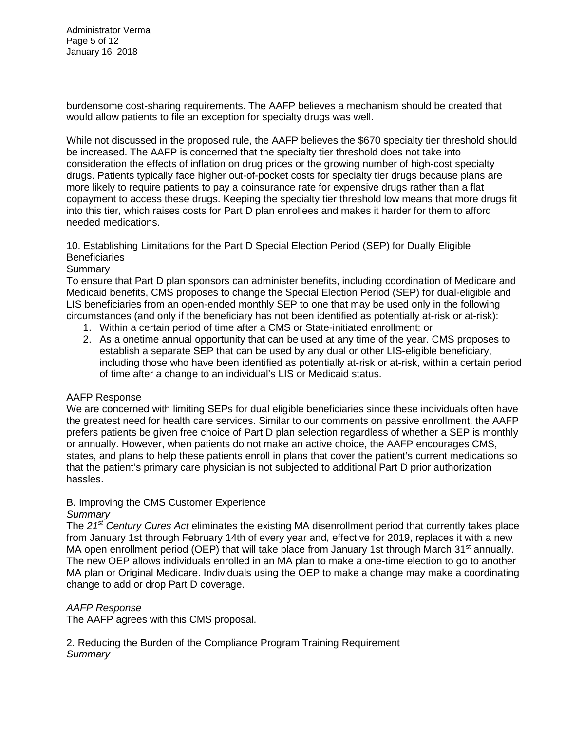burdensome cost-sharing requirements. The AAFP believes a mechanism should be created that would allow patients to file an exception for specialty drugs was well.

While not discussed in the proposed rule, the AAFP believes the $670 specialty tier threshold should be increased. The AAFP is concerned that the specialty tier threshold does not take into consideration the effects of inflation on drug prices or the growing number of high-cost specialty drugs. Patients typically face higher out-of-pocket costs for specialty tier drugs because plans are more likely to require patients to pay a coinsurance rate for expensive drugs rather than a flat copayment to access these drugs. Keeping the specialty tier threshold low means that more drugs fit into this tier, which raises costs for Part D plan enrollees and makes it harder for them to afford needed medications.

10. Establishing Limitations for the Part D Special Election Period (SEP) for Dually Eligible Beneficiaries

Summary

To ensure that Part D plan sponsors can administer benefits, including coordination of Medicare and Medicaid benefits, CMS proposes to change the Special Election Period (SEP) for dual-eligible and LIS beneficiaries from an open-ended monthly SEP to one that may be used only in the following circumstances (and only if the beneficiary has not been identified as potentially at-risk or at-risk):

1. Within a certain period of time after a CMS or State-initiated enrollment; or
2. As a onetime annual opportunity that can be used at any time of the year. CMS proposes to establish a separate SEP that can be used by any dual or other LIS-eligible beneficiary, including those who have been identified as potentially at-risk or at-risk, within a certain period of time after a change to an individual's LIS or Medicaid status.

AAFP Response

We are concerned with limiting SEPs for dual eligible beneficiaries since these individuals often have the greatest need for health care services. Similar to our comments on passive enrollment, the AAFP prefers patients be given free choice of Part D plan selection regardless of whether a SEP is monthly or annually. However, when patients do not make an active choice, the AAFP encourages CMS, states, and plans to help these patients enroll in plans that cover the patient's current medications so that the patient's primary care physician is not subjected to additional Part D prior authorization hassles.

B. Improving the CMS Customer Experience

*Summary*

The *21st Century Cures Act* eliminates the existing MA disenrollment period that currently takes place from January 1st through February 14th of every year and, effective for 2019, replaces it with a new MA open enrollment period (OEP) that will take place from January 1st through March 31st annually. The new OEP allows individuals enrolled in an MA plan to make a one-time election to go to another MA plan or Original Medicare. Individuals using the OEP to make a change may make a coordinating change to add or drop Part D coverage.

*AAFP Response*

The AAFP agrees with this CMS proposal.

2. Reducing the Burden of the Compliance Program Training Requirement

*Summary*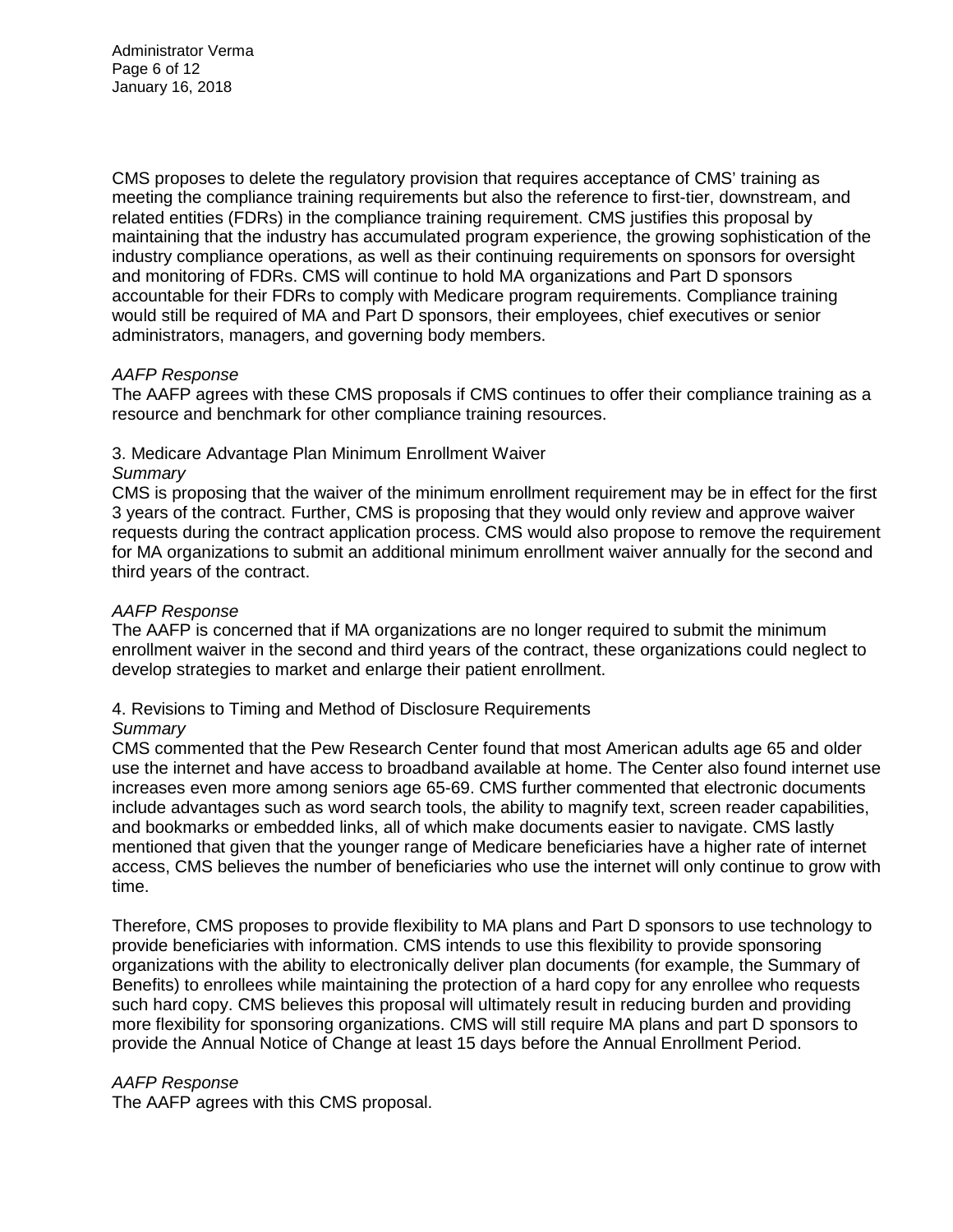CMS proposes to delete the regulatory provision that requires acceptance of CMS' training as meeting the compliance training requirements but also the reference to first-tier, downstream, and related entities (FDRs) in the compliance training requirement. CMS justifies this proposal by maintaining that the industry has accumulated program experience, the growing sophistication of the industry compliance operations, as well as their continuing requirements on sponsors for oversight and monitoring of FDRs. CMS will continue to hold MA organizations and Part D sponsors accountable for their FDRs to comply with Medicare program requirements. Compliance training would still be required of MA and Part D sponsors, their employees, chief executives or senior administrators, managers, and governing body members.

*AAFP Response*

The AAFP agrees with these CMS proposals if CMS continues to offer their compliance training as a resource and benchmark for other compliance training resources.

3. Medicare Advantage Plan Minimum Enrollment Waiver

*Summary*

CMS is proposing that the waiver of the minimum enrollment requirement may be in effect for the first 3 years of the contract. Further, CMS is proposing that they would only review and approve waiver requests during the contract application process. CMS would also propose to remove the requirement for MA organizations to submit an additional minimum enrollment waiver annually for the second and third years of the contract.

*AAFP Response*

The AAFP is concerned that if MA organizations are no longer required to submit the minimum enrollment waiver in the second and third years of the contract, these organizations could neglect to develop strategies to market and enlarge their patient enrollment.

4. Revisions to Timing and Method of Disclosure Requirements

*Summary*

CMS commented that the Pew Research Center found that most American adults age 65 and older use the internet and have access to broadband available at home. The Center also found internet use increases even more among seniors age 65-69. CMS further commented that electronic documents include advantages such as word search tools, the ability to magnify text, screen reader capabilities, and bookmarks or embedded links, all of which make documents easier to navigate. CMS lastly mentioned that given that the younger range of Medicare beneficiaries have a higher rate of internet access, CMS believes the number of beneficiaries who use the internet will only continue to grow with time.

Therefore, CMS proposes to provide flexibility to MA plans and Part D sponsors to use technology to provide beneficiaries with information. CMS intends to use this flexibility to provide sponsoring organizations with the ability to electronically deliver plan documents (for example, the Summary of Benefits) to enrollees while maintaining the protection of a hard copy for any enrollee who requests such hard copy. CMS believes this proposal will ultimately result in reducing burden and providing more flexibility for sponsoring organizations. CMS will still require MA plans and part D sponsors to provide the Annual Notice of Change at least 15 days before the Annual Enrollment Period.

*AAFP Response*

The AAFP agrees with this CMS proposal.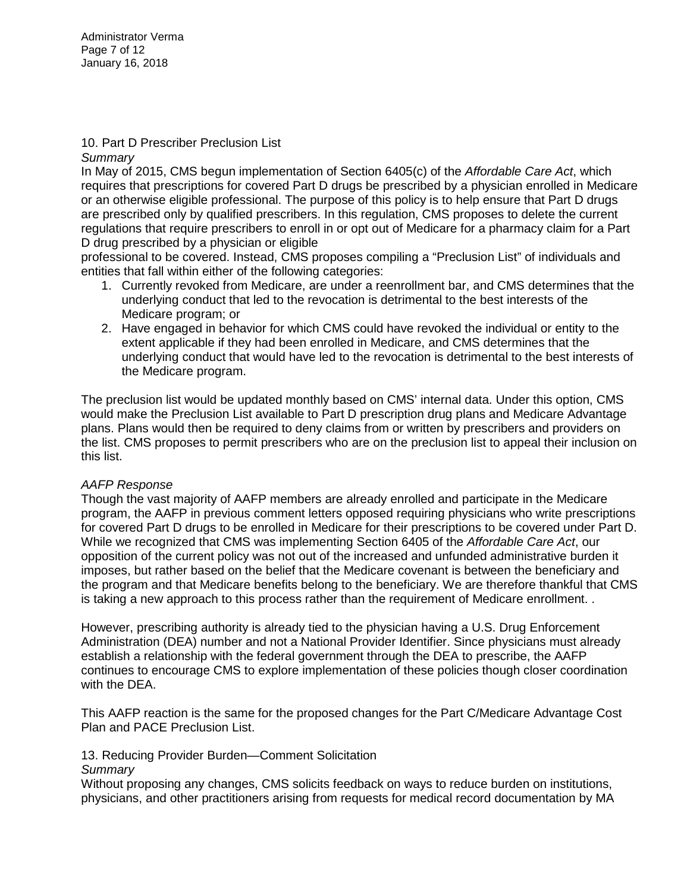10. Part D Prescriber Preclusion List

*Summary*

In May of 2015, CMS begun implementation of Section 6405(c) of the *Affordable Care Act*, which requires that prescriptions for covered Part D drugs be prescribed by a physician enrolled in Medicare or an otherwise eligible professional. The purpose of this policy is to help ensure that Part D drugs are prescribed only by qualified prescribers. In this regulation, CMS proposes to delete the current regulations that require prescribers to enroll in or opt out of Medicare for a pharmacy claim for a Part D drug prescribed by a physician or eligible professional to be covered. Instead, CMS proposes compiling a "Preclusion List" of individuals and entities that fall within either of the following categories:

1. Currently revoked from Medicare, are under a reenrollment bar, and CMS determines that the underlying conduct that led to the revocation is detrimental to the best interests of the Medicare program; or
2. Have engaged in behavior for which CMS could have revoked the individual or entity to the extent applicable if they had been enrolled in Medicare, and CMS determines that the underlying conduct that would have led to the revocation is detrimental to the best interests of the Medicare program.

The preclusion list would be updated monthly based on CMS' internal data. Under this option, CMS would make the Preclusion List available to Part D prescription drug plans and Medicare Advantage plans. Plans would then be required to deny claims from or written by prescribers and providers on the list. CMS proposes to permit prescribers who are on the preclusion list to appeal their inclusion on this list.

*AAFP Response*

Though the vast majority of AAFP members are already enrolled and participate in the Medicare program, the AAFP in previous comment letters opposed requiring physicians who write prescriptions for covered Part D drugs to be enrolled in Medicare for their prescriptions to be covered under Part D. While we recognized that CMS was implementing Section 6405 of the *Affordable Care Act*, our opposition of the current policy was not out of the increased and unfunded administrative burden it imposes, but rather based on the belief that the Medicare covenant is between the beneficiary and the program and that Medicare benefits belong to the beneficiary. We are therefore thankful that CMS is taking a new approach to this process rather than the requirement of Medicare enrollment. .

However, prescribing authority is already tied to the physician having a U.S. Drug Enforcement Administration (DEA) number and not a National Provider Identifier. Since physicians must already establish a relationship with the federal government through the DEA to prescribe, the AAFP continues to encourage CMS to explore implementation of these policies though closer coordination with the DEA.

This AAFP reaction is the same for the proposed changes for the Part C/Medicare Advantage Cost Plan and PACE Preclusion List.

13. Reducing Provider Burden—Comment Solicitation

*Summary*

Without proposing any changes, CMS solicits feedback on ways to reduce burden on institutions, physicians, and other practitioners arising from requests for medical record documentation by MA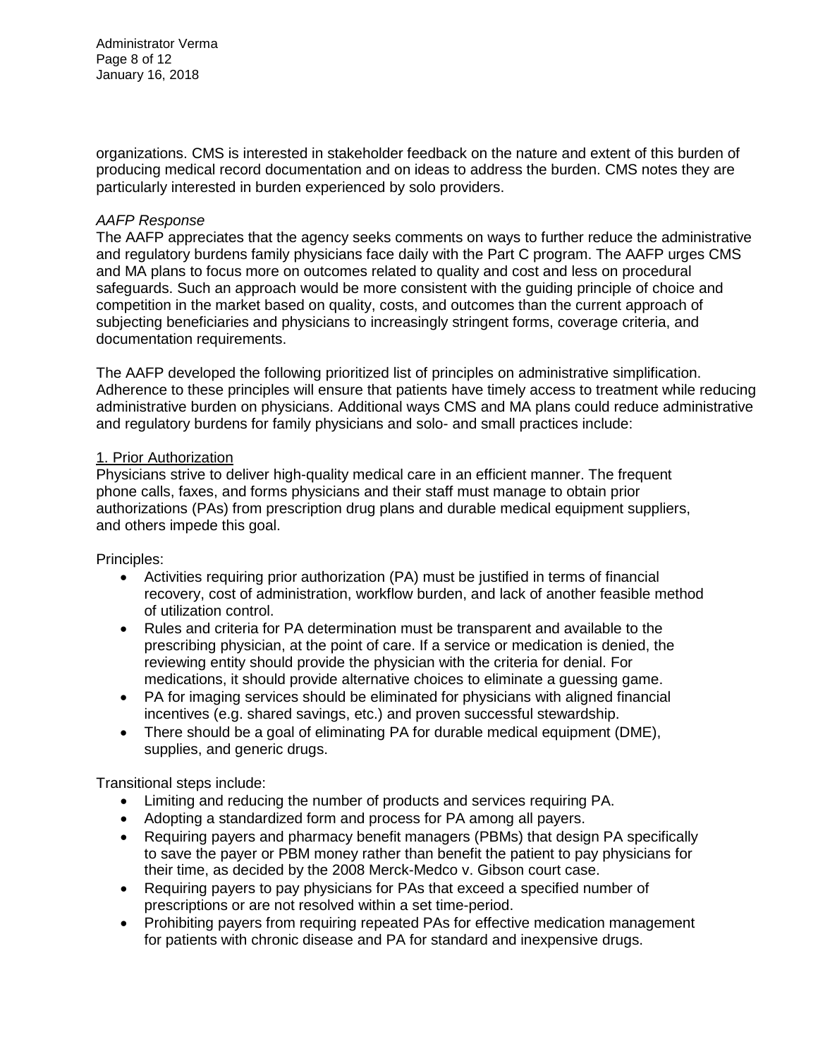organizations. CMS is interested in stakeholder feedback on the nature and extent of this burden of producing medical record documentation and on ideas to address the burden. CMS notes they are particularly interested in burden experienced by solo providers.

*AAFP Response*

The AAFP appreciates that the agency seeks comments on ways to further reduce the administrative and regulatory burdens family physicians face daily with the Part C program. The AAFP urges CMS and MA plans to focus more on outcomes related to quality and cost and less on procedural safeguards. Such an approach would be more consistent with the guiding principle of choice and competition in the market based on quality, costs, and outcomes than the current approach of subjecting beneficiaries and physicians to increasingly stringent forms, coverage criteria, and documentation requirements.

The AAFP developed the following prioritized list of principles on administrative simplification. Adherence to these principles will ensure that patients have timely access to treatment while reducing administrative burden on physicians. Additional ways CMS and MA plans could reduce administrative and regulatory burdens for family physicians and solo- and small practices include:

<u>1. Prior Authorization</u>

Physicians strive to deliver high-quality medical care in an efficient manner. The frequent phone calls, faxes, and forms physicians and their staff must manage to obtain prior authorizations (PAs) from prescription drug plans and durable medical equipment suppliers, and others impede this goal.

Principles:

- Activities requiring prior authorization (PA) must be justified in terms of financial recovery, cost of administration, workflow burden, and lack of another feasible method of utilization control.
- Rules and criteria for PA determination must be transparent and available to the prescribing physician, at the point of care. If a service or medication is denied, the reviewing entity should provide the physician with the criteria for denial. For medications, it should provide alternative choices to eliminate a guessing game.
- PA for imaging services should be eliminated for physicians with aligned financial incentives (e.g. shared savings, etc.) and proven successful stewardship.
- There should be a goal of eliminating PA for durable medical equipment (DME), supplies, and generic drugs.

Transitional steps include:

- Limiting and reducing the number of products and services requiring PA.
- Adopting a standardized form and process for PA among all payers.
- Requiring payers and pharmacy benefit managers (PBMs) that design PA specifically to save the payer or PBM money rather than benefit the patient to pay physicians for their time, as decided by the 2008 Merck-Medco v. Gibson court case.
- Requiring payers to pay physicians for PAs that exceed a specified number of prescriptions or are not resolved within a set time-period.
- Prohibiting payers from requiring repeated PAs for effective medication management for patients with chronic disease and PA for standard and inexpensive drugs.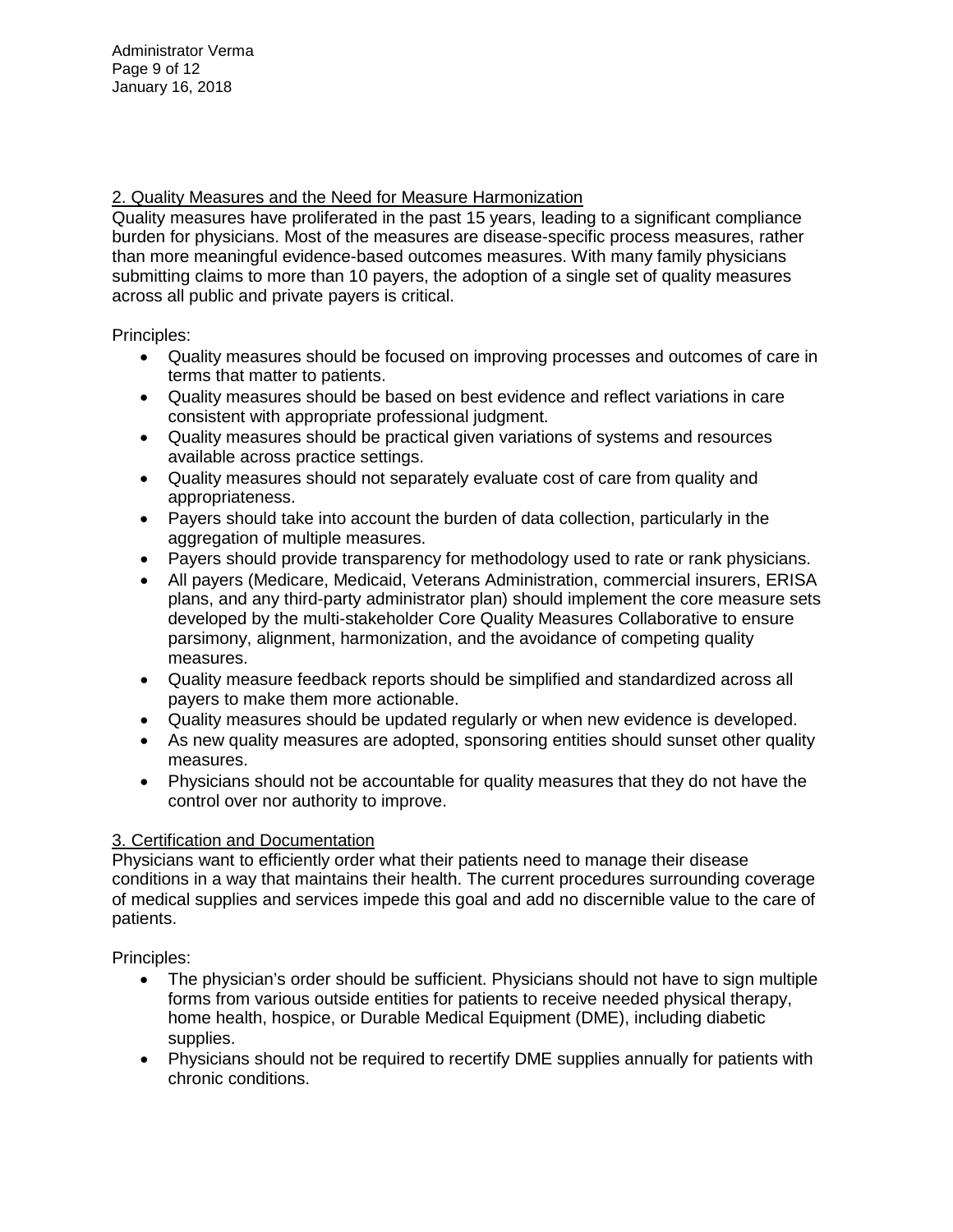## 2. Quality Measures and the Need for Measure Harmonization

Quality measures have proliferated in the past 15 years, leading to a significant compliance burden for physicians. Most of the measures are disease-specific process measures, rather than more meaningful evidence-based outcomes measures. With many family physicians submitting claims to more than 10 payers, the adoption of a single set of quality measures across all public and private payers is critical.

Principles:

- Quality measures should be focused on improving processes and outcomes of care in terms that matter to patients.
- Quality measures should be based on best evidence and reflect variations in care consistent with appropriate professional judgment.
- Quality measures should be practical given variations of systems and resources available across practice settings.
- Quality measures should not separately evaluate cost of care from quality and appropriateness.
- Payers should take into account the burden of data collection, particularly in the aggregation of multiple measures.
- Payers should provide transparency for methodology used to rate or rank physicians.
- All payers (Medicare, Medicaid, Veterans Administration, commercial insurers, ERISA plans, and any third-party administrator plan) should implement the core measure sets developed by the multi-stakeholder Core Quality Measures Collaborative to ensure parsimony, alignment, harmonization, and the avoidance of competing quality measures.
- Quality measure feedback reports should be simplified and standardized across all payers to make them more actionable.
- Quality measures should be updated regularly or when new evidence is developed.
- As new quality measures are adopted, sponsoring entities should sunset other quality measures.
- Physicians should not be accountable for quality measures that they do not have the control over nor authority to improve.

## 3. Certification and Documentation

Physicians want to efficiently order what their patients need to manage their disease conditions in a way that maintains their health. The current procedures surrounding coverage of medical supplies and services impede this goal and add no discernible value to the care of patients.

Principles:

- The physician's order should be sufficient. Physicians should not have to sign multiple forms from various outside entities for patients to receive needed physical therapy, home health, hospice, or Durable Medical Equipment (DME), including diabetic supplies.
- Physicians should not be required to recertify DME supplies annually for patients with chronic conditions.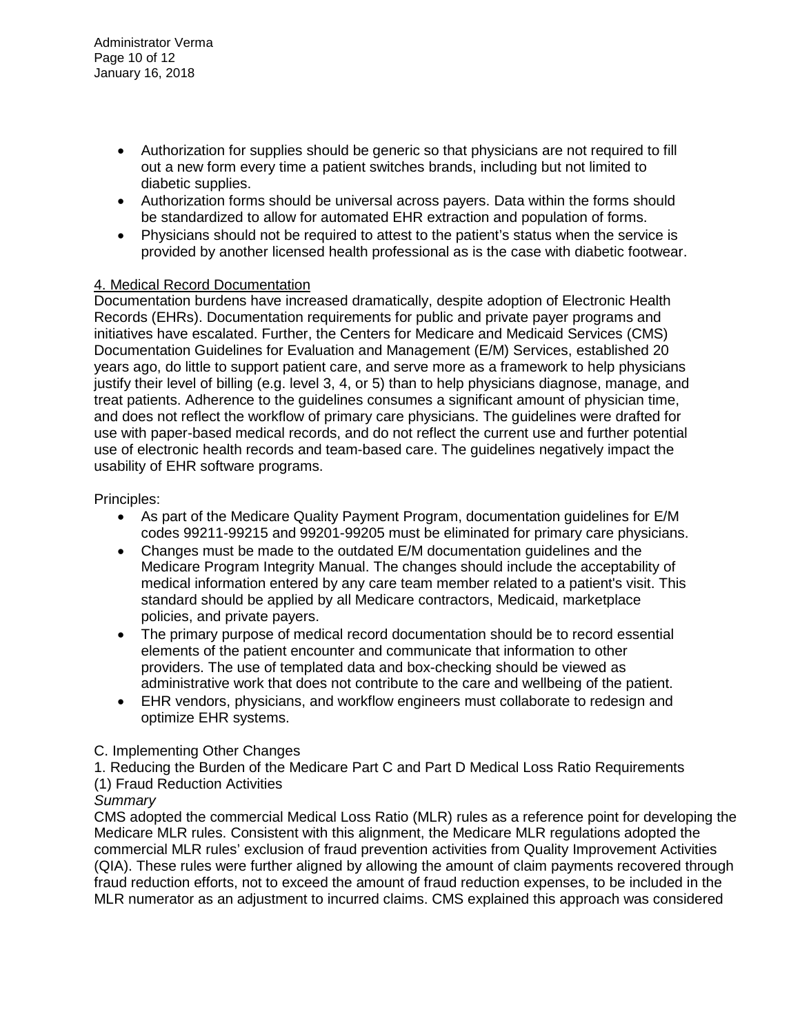- Authorization for supplies should be generic so that physicians are not required to fill out a new form every time a patient switches brands, including but not limited to diabetic supplies.
- Authorization forms should be universal across payers. Data within the forms should be standardized to allow for automated EHR extraction and population of forms.
- Physicians should not be required to attest to the patient's status when the service is provided by another licensed health professional as is the case with diabetic footwear.

4. Medical Record Documentation

Documentation burdens have increased dramatically, despite adoption of Electronic Health Records (EHRs). Documentation requirements for public and private payer programs and initiatives have escalated. Further, the Centers for Medicare and Medicaid Services (CMS) Documentation Guidelines for Evaluation and Management (E/M) Services, established 20 years ago, do little to support patient care, and serve more as a framework to help physicians justify their level of billing (e.g. level 3, 4, or 5) than to help physicians diagnose, manage, and treat patients. Adherence to the guidelines consumes a significant amount of physician time, and does not reflect the workflow of primary care physicians. The guidelines were drafted for use with paper-based medical records, and do not reflect the current use and further potential use of electronic health records and team-based care. The guidelines negatively impact the usability of EHR software programs.

Principles:

- As part of the Medicare Quality Payment Program, documentation guidelines for E/M codes 99211-99215 and 99201-99205 must be eliminated for primary care physicians.
- Changes must be made to the outdated E/M documentation guidelines and the Medicare Program Integrity Manual. The changes should include the acceptability of medical information entered by any care team member related to a patient's visit. This standard should be applied by all Medicare contractors, Medicaid, marketplace policies, and private payers.
- The primary purpose of medical record documentation should be to record essential elements of the patient encounter and communicate that information to other providers. The use of templated data and box-checking should be viewed as administrative work that does not contribute to the care and wellbeing of the patient.
- EHR vendors, physicians, and workflow engineers must collaborate to redesign and optimize EHR systems.

C. Implementing Other Changes

1. Reducing the Burden of the Medicare Part C and Part D Medical Loss Ratio Requirements

(1) Fraud Reduction Activities

*Summary*

CMS adopted the commercial Medical Loss Ratio (MLR) rules as a reference point for developing the Medicare MLR rules. Consistent with this alignment, the Medicare MLR regulations adopted the commercial MLR rules' exclusion of fraud prevention activities from Quality Improvement Activities (QIA). These rules were further aligned by allowing the amount of claim payments recovered through fraud reduction efforts, not to exceed the amount of fraud reduction expenses, to be included in the MLR numerator as an adjustment to incurred claims. CMS explained this approach was considered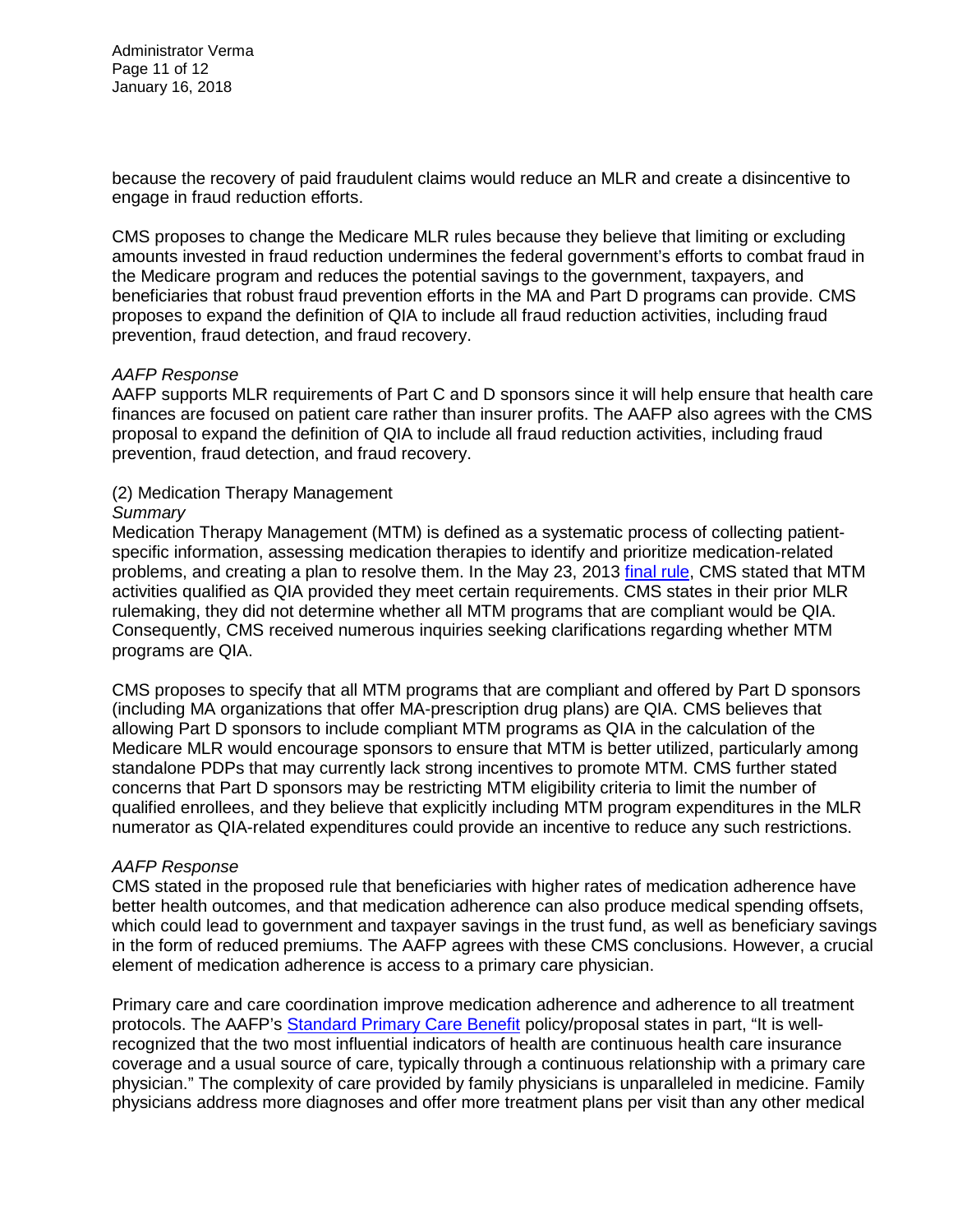because the recovery of paid fraudulent claims would reduce an MLR and create a disincentive to engage in fraud reduction efforts.

CMS proposes to change the Medicare MLR rules because they believe that limiting or excluding amounts invested in fraud reduction undermines the federal government's efforts to combat fraud in the Medicare program and reduces the potential savings to the government, taxpayers, and beneficiaries that robust fraud prevention efforts in the MA and Part D programs can provide. CMS proposes to expand the definition of QIA to include all fraud reduction activities, including fraud prevention, fraud detection, and fraud recovery.

*AAFP Response*

AAFP supports MLR requirements of Part C and D sponsors since it will help ensure that health care finances are focused on patient care rather than insurer profits. The AAFP also agrees with the CMS proposal to expand the definition of QIA to include all fraud reduction activities, including fraud prevention, fraud detection, and fraud recovery.

(2) Medication Therapy Management

*Summary*

Medication Therapy Management (MTM) is defined as a systematic process of collecting patient-specific information, assessing medication therapies to identify and prioritize medication-related problems, and creating a plan to resolve them. In the May 23, 2013 final rule, CMS stated that MTM activities qualified as QIA provided they meet certain requirements. CMS states in their prior MLR rulemaking, they did not determine whether all MTM programs that are compliant would be QIA. Consequently, CMS received numerous inquiries seeking clarifications regarding whether MTM programs are QIA.

CMS proposes to specify that all MTM programs that are compliant and offered by Part D sponsors (including MA organizations that offer MA-prescription drug plans) are QIA. CMS believes that allowing Part D sponsors to include compliant MTM programs as QIA in the calculation of the Medicare MLR would encourage sponsors to ensure that MTM is better utilized, particularly among standalone PDPs that may currently lack strong incentives to promote MTM. CMS further stated concerns that Part D sponsors may be restricting MTM eligibility criteria to limit the number of qualified enrollees, and they believe that explicitly including MTM program expenditures in the MLR numerator as QIA-related expenditures could provide an incentive to reduce any such restrictions.

*AAFP Response*

CMS stated in the proposed rule that beneficiaries with higher rates of medication adherence have better health outcomes, and that medication adherence can also produce medical spending offsets, which could lead to government and taxpayer savings in the trust fund, as well as beneficiary savings in the form of reduced premiums. The AAFP agrees with these CMS conclusions. However, a crucial element of medication adherence is access to a primary care physician.

Primary care and care coordination improve medication adherence and adherence to all treatment protocols. The AAFP's Standard Primary Care Benefit policy/proposal states in part, "It is well-recognized that the two most influential indicators of health are continuous health care insurance coverage and a usual source of care, typically through a continuous relationship with a primary care physician." The complexity of care provided by family physicians is unparalleled in medicine. Family physicians address more diagnoses and offer more treatment plans per visit than any other medical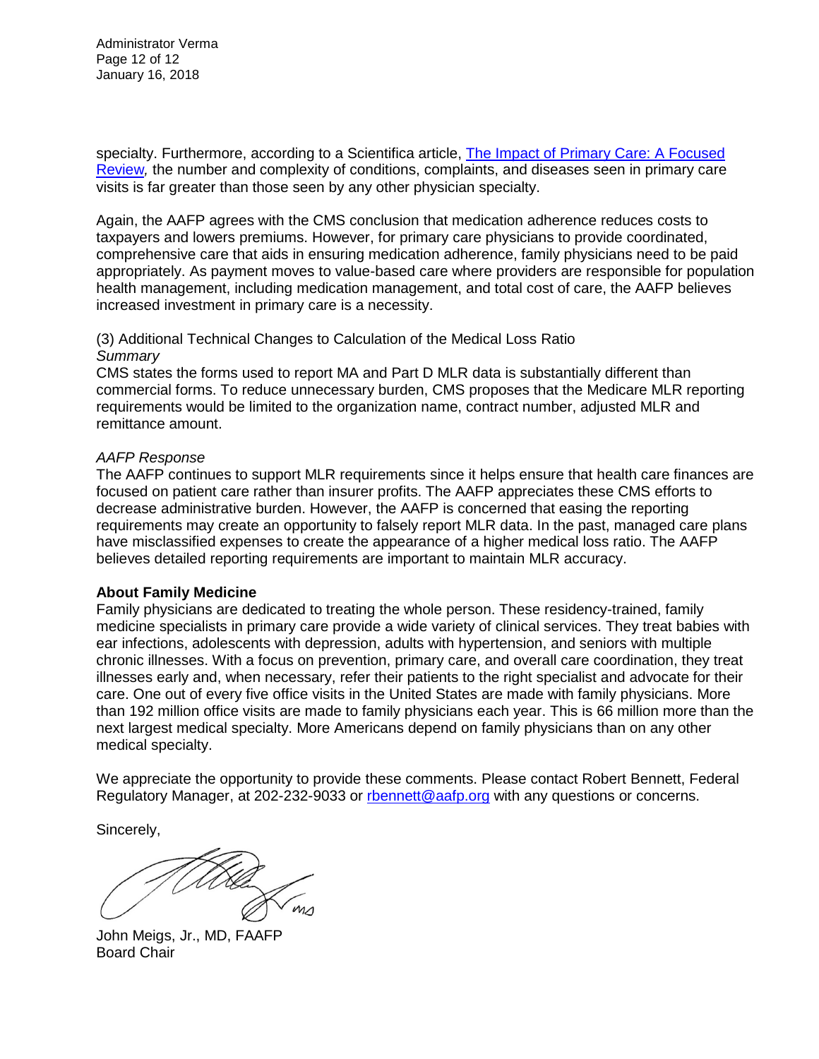specialty. Furthermore, according to a Scientifica article, [The Impact of Primary Care: A Focused Review](), the number and complexity of conditions, complaints, and diseases seen in primary care visits is far greater than those seen by any other physician specialty.

Again, the AAFP agrees with the CMS conclusion that medication adherence reduces costs to taxpayers and lowers premiums. However, for primary care physicians to provide coordinated, comprehensive care that aids in ensuring medication adherence, family physicians need to be paid appropriately. As payment moves to value-based care where providers are responsible for population health management, including medication management, and total cost of care, the AAFP believes increased investment in primary care is a necessity.

(3) Additional Technical Changes to Calculation of the Medical Loss Ratio

*Summary*

CMS states the forms used to report MA and Part D MLR data is substantially different than commercial forms. To reduce unnecessary burden, CMS proposes that the Medicare MLR reporting requirements would be limited to the organization name, contract number, adjusted MLR and remittance amount.

*AAFP Response*

The AAFP continues to support MLR requirements since it helps ensure that health care finances are focused on patient care rather than insurer profits. The AAFP appreciates these CMS efforts to decrease administrative burden. However, the AAFP is concerned that easing the reporting requirements may create an opportunity to falsely report MLR data. In the past, managed care plans have misclassified expenses to create the appearance of a higher medical loss ratio. The AAFP believes detailed reporting requirements are important to maintain MLR accuracy.

**About Family Medicine**

Family physicians are dedicated to treating the whole person. These residency-trained, family medicine specialists in primary care provide a wide variety of clinical services. They treat babies with ear infections, adolescents with depression, adults with hypertension, and seniors with multiple chronic illnesses. With a focus on prevention, primary care, and overall care coordination, they treat illnesses early and, when necessary, refer their patients to the right specialist and advocate for their care. One out of every five office visits in the United States are made with family physicians. More than 192 million office visits are made to family physicians each year. This is 66 million more than the next largest medical specialty. More Americans depend on family physicians than on any other medical specialty.

We appreciate the opportunity to provide these comments. Please contact Robert Bennett, Federal Regulatory Manager, at 202-232-9033 or [rbennett@aafp.org](mailto:rbennett@aafp.org) with any questions or concerns.

Sincerely,

John Meigs, Jr., MD, FAAFP
Board Chair